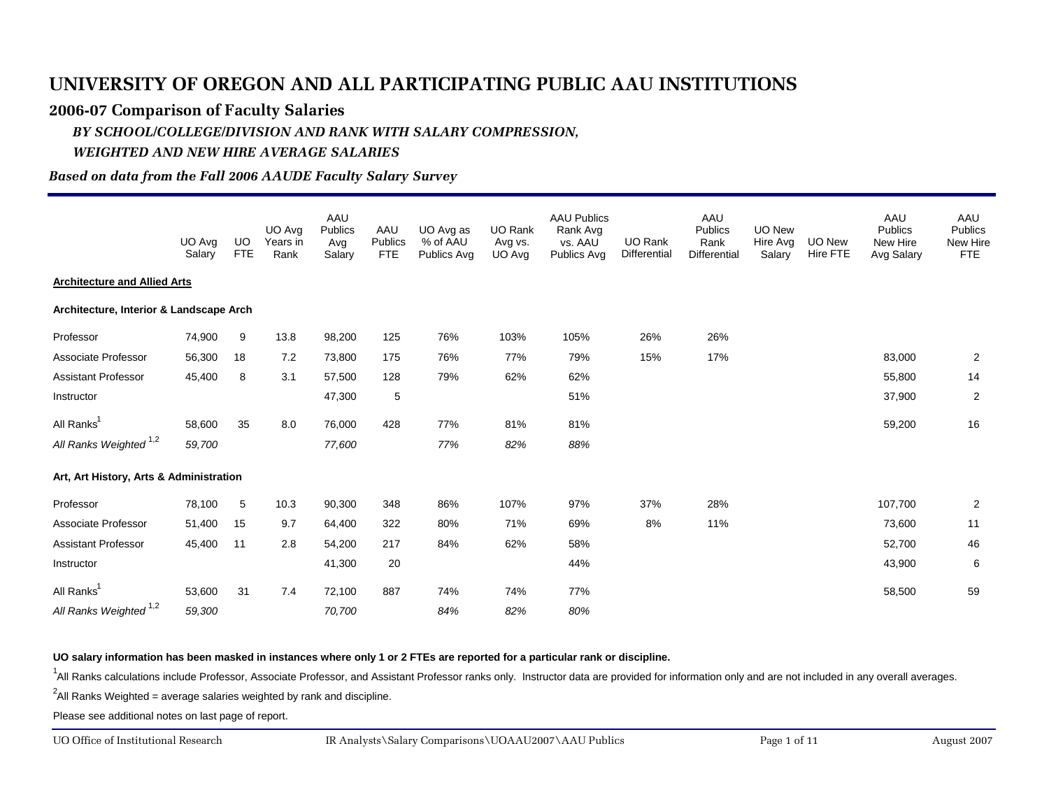# UNIVERSITY OF OREGON AND ALL PARTICIPATING PUBLIC AAU INSTITUTIONS

## 2006-07 Comparison of Faculty Salaries

### *BY SCHOOL/COLLEGE/DIVISION AND RANK WITH SALARY COMPRESSION, WEIGHTED AND NEW HIRE AVERAGE SALARIES*

***Based on data from the Fall 2006 AAUDE Faculty Salary Survey***

| | UO Avg Salary | UO FTE | UO Avg Years in Rank | AAU Publics Avg Salary | AAU Publics FTE | UO Avg as % of AAU Publics Avg | UO Rank Avg vs. UO Avg | AAU Publics Rank Avg vs. AAU Publics Avg | UO Rank Differential | AAU Publics Rank Differential | UO New Hire Avg Salary | UO New Hire FTE | AAU Publics New Hire Avg Salary | AAU Publics New Hire FTE |
|---|---|---|---|---|---|---|---|---|---|---|---|---|---|---|
| **Architecture and Allied Arts** | | | | | | | | | | | | | | |
| **Architecture, Interior & Landscape Arch** | | | | | | | | | | | | | | |
| Professor | 74,900 | 9 | 13.8 | 98,200 | 125 | 76% | 103% | 105% | 26% | 26% | | | | |
| Associate Professor | 56,300 | 18 | 7.2 | 73,800 | 175 | 76% | 77% | 79% | 15% | 17% | | | 83,000 | 2 |
| Assistant Professor | 45,400 | 8 | 3.1 | 57,500 | 128 | 79% | 62% | 62% | | | | | 55,800 | 14 |
| Instructor | | | | 47,300 | 5 | | | 51% | | | | | 37,900 | 2 |
| All Ranks[1] | 58,600 | 35 | 8.0 | 76,000 | 428 | 77% | 81% | 81% | | | | | 59,200 | 16 |
| *All Ranks Weighted [1,2]* | *59,700* | | | *77,600* | | *77%* | *82%* | *88%* | | | | | | |
| **Art, Art History, Arts & Administration** | | | | | | | | | | | | | | |
| Professor | 78,100 | 5 | 10.3 | 90,300 | 348 | 86% | 107% | 97% | 37% | 28% | | | 107,700 | 2 |
| Associate Professor | 51,400 | 15 | 9.7 | 64,400 | 322 | 80% | 71% | 69% | 8% | 11% | | | 73,600 | 11 |
| Assistant Professor | 45,400 | 11 | 2.8 | 54,200 | 217 | 84% | 62% | 58% | | | | | 52,700 | 46 |
| Instructor | | | | 41,300 | 20 | | | 44% | | | | | 43,900 | 6 |
| All Ranks[1] | 53,600 | 31 | 7.4 | 72,100 | 887 | 74% | 74% | 77% | | | | | 58,500 | 59 |
| *All Ranks Weighted [1,2]* | *59,300* | | | *70,700* | | *84%* | *82%* | *80%* | | | | | | |

**UO salary information has been masked in instances where only 1 or 2 FTEs are reported for a particular rank or discipline.**

[1]All Ranks calculations include Professor, Associate Professor, and Assistant Professor ranks only. Instructor data are provided for information only and are not included in any overall averages.

[2]All Ranks Weighted = average salaries weighted by rank and discipline.

Please see additional notes on last page of report.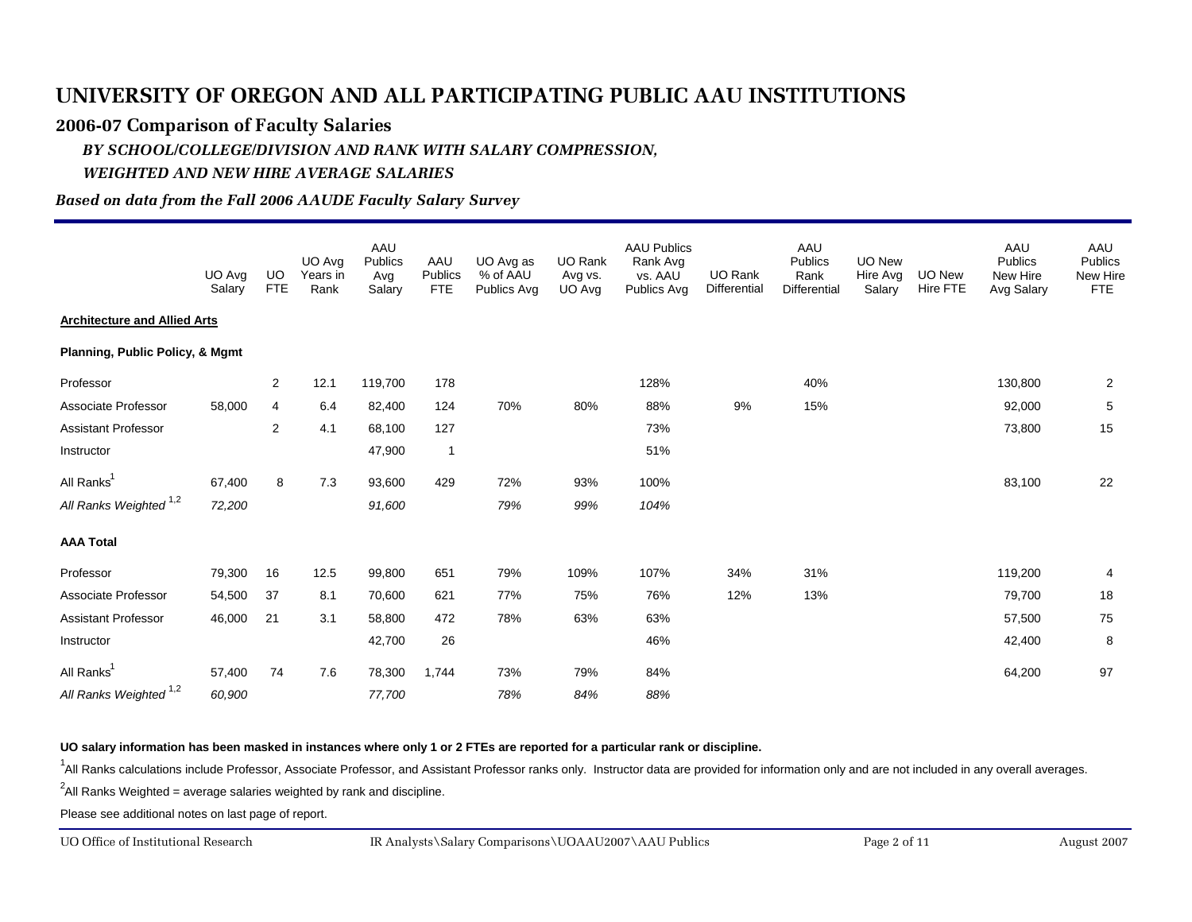# UNIVERSITY OF OREGON AND ALL PARTICIPATING PUBLIC AAU INSTITUTIONS

## 2006-07 Comparison of Faculty Salaries

### *BY SCHOOL/COLLEGE/DIVISION AND RANK WITH SALARY COMPRESSION, WEIGHTED AND NEW HIRE AVERAGE SALARIES*

***Based on data from the Fall 2006 AAUDE Faculty Salary Survey***

| | UO Avg Salary | UO FTE | UO Avg Years in Rank | AAU Publics Avg Salary | AAU Publics FTE | UO Avg as % of AAU Publics Avg | UO Rank Avg vs. UO Avg | AAU Publics Rank Avg vs. AAU Publics Avg | UO Rank Differential | AAU Publics Rank Differential | UO New Hire Avg Salary | UO New Hire FTE | AAU Publics New Hire Avg Salary | AAU Publics New Hire FTE |
|---|---|---|---|---|---|---|---|---|---|---|---|---|---|---|
| **Architecture and Allied Arts** | | | | | | | | | | | | | | |
| **Planning, Public Policy, & Mgmt** | | | | | | | | | | | | | | |
| Professor | | 2 | 12.1 | 119,700 | 178 | | | 128% | | 40% | | | 130,800 | 2 |
| Associate Professor | 58,000 | 4 | 6.4 | 82,400 | 124 | 70% | 80% | 88% | 9% | 15% | | | 92,000 | 5 |
| Assistant Professor | | 2 | 4.1 | 68,100 | 127 | | | 73% | | | | | 73,800 | 15 |
| Instructor | | | | 47,900 | 1 | | | 51% | | | | | | |
| All Ranks[1] | 67,400 | 8 | 7.3 | 93,600 | 429 | 72% | 93% | 100% | | | | | 83,100 | 22 |
| *All Ranks Weighted [1,2]* | *72,200* | | | *91,600* | | *79%* | *99%* | *104%* | | | | | | |
| **AAA Total** | | | | | | | | | | | | | | |
| Professor | 79,300 | 16 | 12.5 | 99,800 | 651 | 79% | 109% | 107% | 34% | 31% | | | 119,200 | 4 |
| Associate Professor | 54,500 | 37 | 8.1 | 70,600 | 621 | 77% | 75% | 76% | 12% | 13% | | | 79,700 | 18 |
| Assistant Professor | 46,000 | 21 | 3.1 | 58,800 | 472 | 78% | 63% | 63% | | | | | 57,500 | 75 |
| Instructor | | | | 42,700 | 26 | | | 46% | | | | | 42,400 | 8 |
| All Ranks[1] | 57,400 | 74 | 7.6 | 78,300 | 1,744 | 73% | 79% | 84% | | | | | 64,200 | 97 |
| *All Ranks Weighted [1,2]* | *60,900* | | | *77,700* | | *78%* | *84%* | *88%* | | | | | | |

**UO salary information has been masked in instances where only 1 or 2 FTEs are reported for a particular rank or discipline.**

[1]All Ranks calculations include Professor, Associate Professor, and Assistant Professor ranks only. Instructor data are provided for information only and are not included in any overall averages.

[2]All Ranks Weighted = average salaries weighted by rank and discipline.

Please see additional notes on last page of report.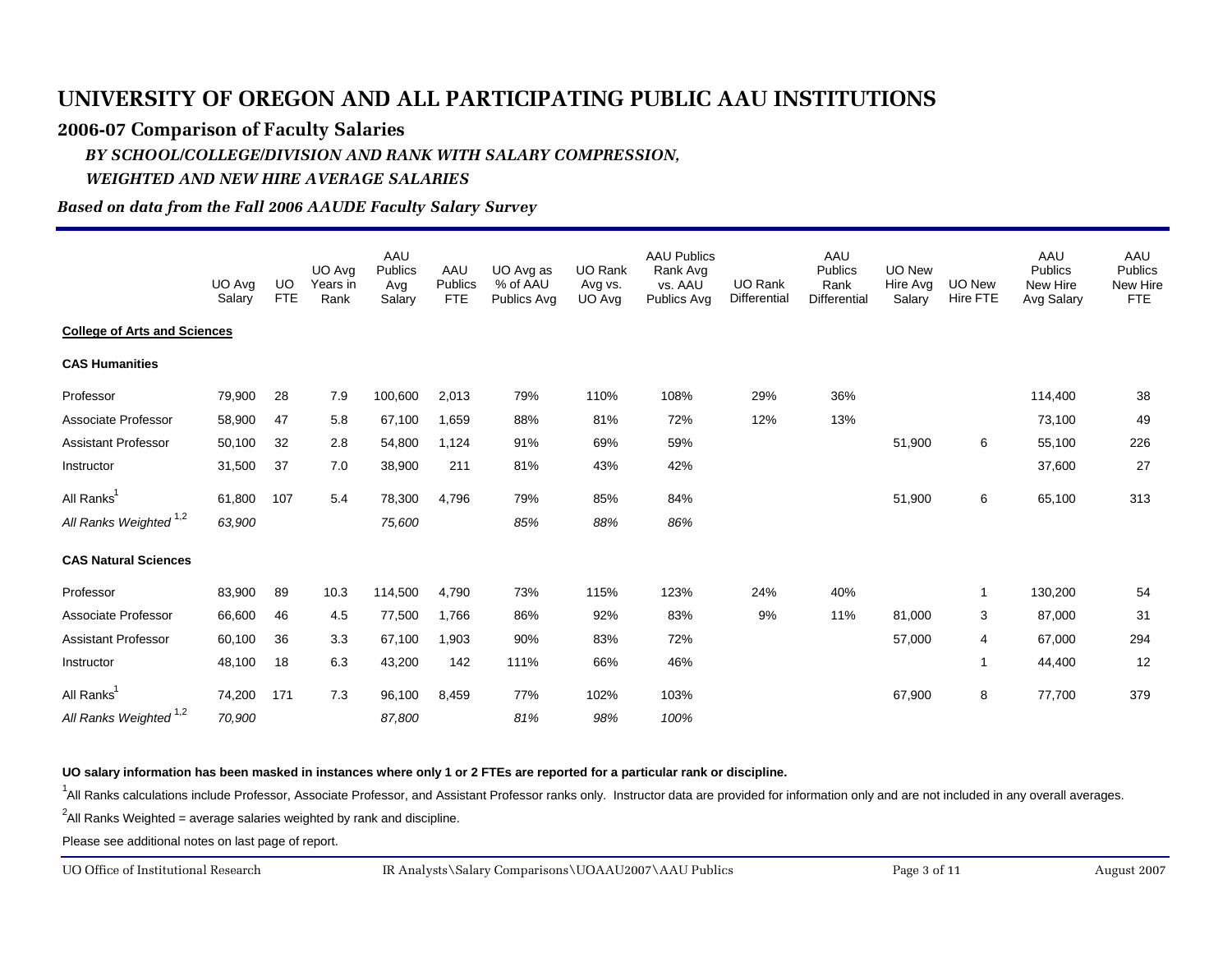# UNIVERSITY OF OREGON AND ALL PARTICIPATING PUBLIC AAU INSTITUTIONS

## 2006-07 Comparison of Faculty Salaries

### *BY SCHOOL/COLLEGE/DIVISION AND RANK WITH SALARY COMPRESSION, WEIGHTED AND NEW HIRE AVERAGE SALARIES*

***Based on data from the Fall 2006 AAUDE Faculty Salary Survey***

| | UO Avg Salary | UO FTE | UO Avg Years in Rank | AAU Publics Avg Salary | AAU Publics FTE | UO Avg as % of AAU Publics Avg | UO Rank Avg vs. UO Avg | AAU Publics Rank Avg vs. AAU Publics Avg | UO Rank Differential | AAU Publics Rank Differential | UO New Hire Avg Salary | UO New Hire FTE | AAU Publics New Hire Avg Salary | AAU Publics New Hire FTE |
|---|---|---|---|---|---|---|---|---|---|---|---|---|---|---|
| **College of Arts and Sciences** | | | | | | | | | | | | | | |
| **CAS Humanities** | | | | | | | | | | | | | | |
| Professor | 79,900 | 28 | 7.9 | 100,600 | 2,013 | 79% | 110% | 108% | 29% | 36% | | | 114,400 | 38 |
| Associate Professor | 58,900 | 47 | 5.8 | 67,100 | 1,659 | 88% | 81% | 72% | 12% | 13% | | | 73,100 | 49 |
| Assistant Professor | 50,100 | 32 | 2.8 | 54,800 | 1,124 | 91% | 69% | 59% | | | 51,900 | 6 | 55,100 | 226 |
| Instructor | 31,500 | 37 | 7.0 | 38,900 | 211 | 81% | 43% | 42% | | | | | 37,600 | 27 |
| All Ranks[1] | 61,800 | 107 | 5.4 | 78,300 | 4,796 | 79% | 85% | 84% | | | 51,900 | 6 | 65,100 | 313 |
| *All Ranks Weighted [1,2]* | *63,900* | | | *75,600* | | *85%* | *88%* | *86%* | | | | | | |
| **CAS Natural Sciences** | | | | | | | | | | | | | | |
| Professor | 83,900 | 89 | 10.3 | 114,500 | 4,790 | 73% | 115% | 123% | 24% | 40% | | 1 | 130,200 | 54 |
| Associate Professor | 66,600 | 46 | 4.5 | 77,500 | 1,766 | 86% | 92% | 83% | 9% | 11% | 81,000 | 3 | 87,000 | 31 |
| Assistant Professor | 60,100 | 36 | 3.3 | 67,100 | 1,903 | 90% | 83% | 72% | | | 57,000 | 4 | 67,000 | 294 |
| Instructor | 48,100 | 18 | 6.3 | 43,200 | 142 | 111% | 66% | 46% | | | | 1 | 44,400 | 12 |
| All Ranks[1] | 74,200 | 171 | 7.3 | 96,100 | 8,459 | 77% | 102% | 103% | | | 67,900 | 8 | 77,700 | 379 |
| *All Ranks Weighted [1,2]* | *70,900* | | | *87,800* | | *81%* | *98%* | *100%* | | | | | | |

**UO salary information has been masked in instances where only 1 or 2 FTEs are reported for a particular rank or discipline.**

[1]All Ranks calculations include Professor, Associate Professor, and Assistant Professor ranks only. Instructor data are provided for information only and are not included in any overall averages.

[2]All Ranks Weighted = average salaries weighted by rank and discipline.

Please see additional notes on last page of report.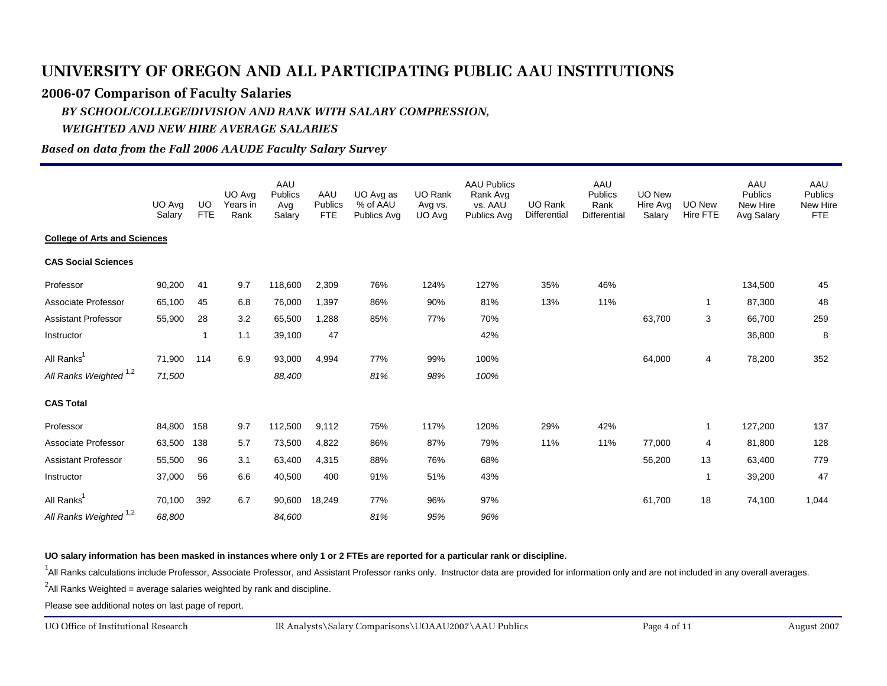# UNIVERSITY OF OREGON AND ALL PARTICIPATING PUBLIC AAU INSTITUTIONS

## 2006-07 Comparison of Faculty Salaries

### *BY SCHOOL/COLLEGE/DIVISION AND RANK WITH SALARY COMPRESSION, WEIGHTED AND NEW HIRE AVERAGE SALARIES*

***Based on data from the Fall 2006 AAUDE Faculty Salary Survey***

| | UO Avg Salary | UO FTE | UO Avg Years in Rank | AAU Publics Avg Salary | AAU Publics FTE | UO Avg as % of AAU Publics Avg | UO Rank Avg vs. UO Avg | AAU Publics Rank Avg vs. AAU Publics Avg | UO Rank Differential | AAU Publics Rank Differential | UO New Hire Avg Salary | UO New Hire FTE | AAU Publics New Hire Avg Salary | AAU Publics New Hire FTE |
|---|---|---|---|---|---|---|---|---|---|---|---|---|---|---|
| **College of Arts and Sciences** | | | | | | | | | | | | | | |
| **CAS Social Sciences** | | | | | | | | | | | | | | |
| Professor | 90,200 | 41 | 9.7 | 118,600 | 2,309 | 76% | 124% | 127% | 35% | 46% | | | 134,500 | 45 |
| Associate Professor | 65,100 | 45 | 6.8 | 76,000 | 1,397 | 86% | 90% | 81% | 13% | 11% | | 1 | 87,300 | 48 |
| Assistant Professor | 55,900 | 28 | 3.2 | 65,500 | 1,288 | 85% | 77% | 70% | | | 63,700 | 3 | 66,700 | 259 |
| Instructor | | 1 | 1.1 | 39,100 | 47 | | | 42% | | | | | 36,800 | 8 |
| All Ranks[1] | 71,900 | 114 | 6.9 | 93,000 | 4,994 | 77% | 99% | 100% | | | 64,000 | 4 | 78,200 | 352 |
| *All Ranks Weighted [1,2]* | *71,500* | | | *88,400* | | *81%* | *98%* | *100%* | | | | | | |
| **CAS Total** | | | | | | | | | | | | | | |
| Professor | 84,800 | 158 | 9.7 | 112,500 | 9,112 | 75% | 117% | 120% | 29% | 42% | | 1 | 127,200 | 137 |
| Associate Professor | 63,500 | 138 | 5.7 | 73,500 | 4,822 | 86% | 87% | 79% | 11% | 11% | 77,000 | 4 | 81,800 | 128 |
| Assistant Professor | 55,500 | 96 | 3.1 | 63,400 | 4,315 | 88% | 76% | 68% | | | 56,200 | 13 | 63,400 | 779 |
| Instructor | 37,000 | 56 | 6.6 | 40,500 | 400 | 91% | 51% | 43% | | | | 1 | 39,200 | 47 |
| All Ranks[1] | 70,100 | 392 | 6.7 | 90,600 | 18,249 | 77% | 96% | 97% | | | 61,700 | 18 | 74,100 | 1,044 |
| *All Ranks Weighted [1,2]* | *68,800* | | | *84,600* | | *81%* | *95%* | *96%* | | | | | | |

**UO salary information has been masked in instances where only 1 or 2 FTEs are reported for a particular rank or discipline.**

[1]All Ranks calculations include Professor, Associate Professor, and Assistant Professor ranks only. Instructor data are provided for information only and are not included in any overall averages.

[2]All Ranks Weighted = average salaries weighted by rank and discipline.

Please see additional notes on last page of report.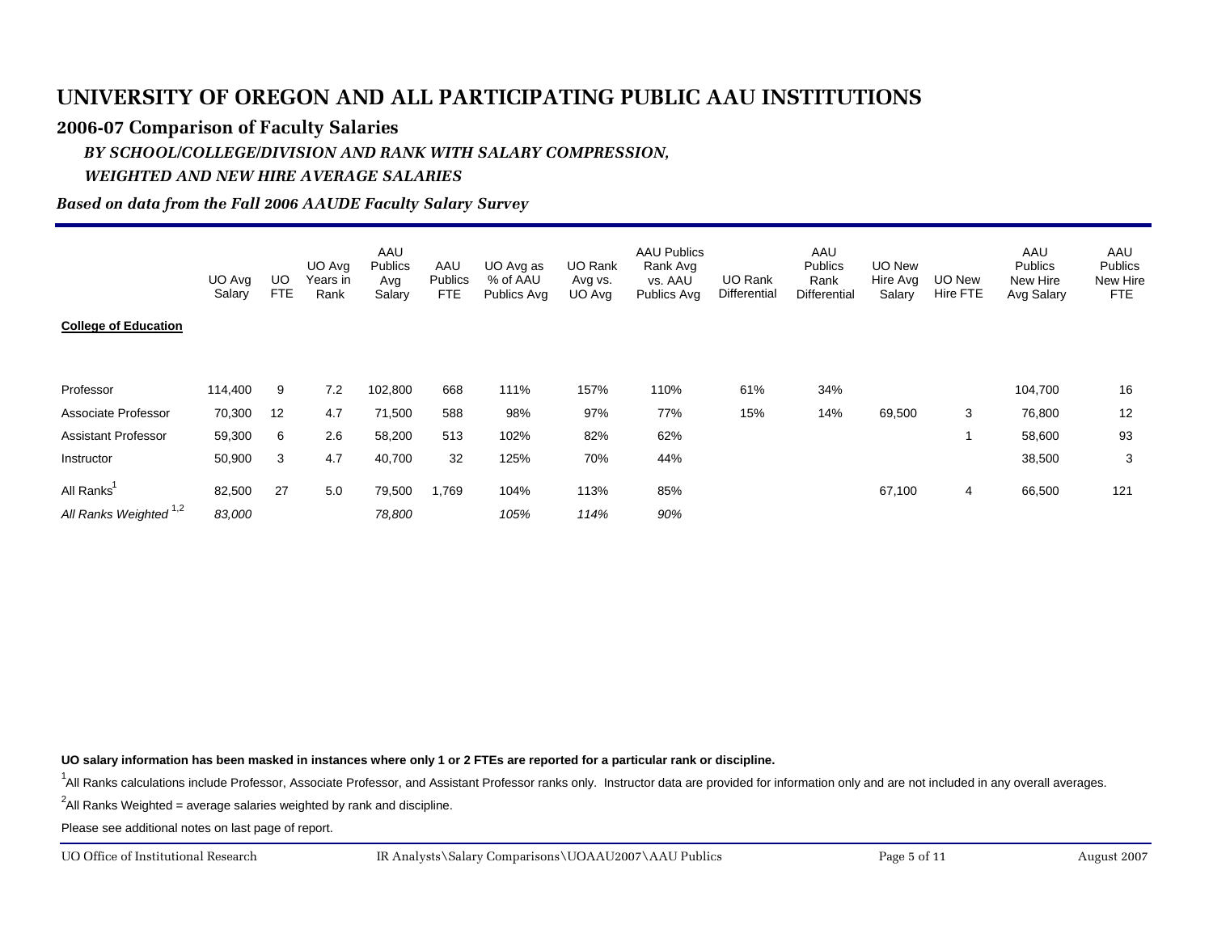# UNIVERSITY OF OREGON AND ALL PARTICIPATING PUBLIC AAU INSTITUTIONS

## 2006-07 Comparison of Faculty Salaries

*BY SCHOOL/COLLEGE/DIVISION AND RANK WITH SALARY COMPRESSION,*

*WEIGHTED AND NEW HIRE AVERAGE SALARIES*

*Based on data from the Fall 2006 AAUDE Faculty Salary Survey*

| | UO Avg Salary | UO FTE | UO Avg Years in Rank | AAU Publics Avg Salary | AAU Publics FTE | UO Avg as % of AAU Publics Avg | UO Rank Avg vs. UO Avg | AAU Publics Rank Avg vs. AAU Publics Avg | UO Rank Differential | AAU Publics Rank Differential | UO New Hire Avg Salary | UO New Hire FTE | AAU Publics New Hire Avg Salary | AAU Publics New Hire FTE |
|---|---|---|---|---|---|---|---|---|---|---|---|---|---|---|
| **College of Education** | | | | | | | | | | | | | | |
| Professor | 114,400 | 9 | 7.2 | 102,800 | 668 | 111% | 157% | 110% | 61% | 34% | | | 104,700 | 16 |
| Associate Professor | 70,300 | 12 | 4.7 | 71,500 | 588 | 98% | 97% | 77% | 15% | 14% | 69,500 | 3 | 76,800 | 12 |
| Assistant Professor | 59,300 | 6 | 2.6 | 58,200 | 513 | 102% | 82% | 62% | | | | 1 | 58,600 | 93 |
| Instructor | 50,900 | 3 | 4.7 | 40,700 | 32 | 125% | 70% | 44% | | | | | 38,500 | 3 |
| All Ranks[1] | 82,500 | 27 | 5.0 | 79,500 | 1,769 | 104% | 113% | 85% | | | 67,100 | 4 | 66,500 | 121 |
| *All Ranks Weighted [1,2]* | *83,000* | | | *78,800* | | *105%* | *114%* | *90%* | | | | | | |

**UO salary information has been masked in instances where only 1 or 2 FTEs are reported for a particular rank or discipline.**

[1]All Ranks calculations include Professor, Associate Professor, and Assistant Professor ranks only. Instructor data are provided for information only and are not included in any overall averages.

[2]All Ranks Weighted = average salaries weighted by rank and discipline.

Please see additional notes on last page of report.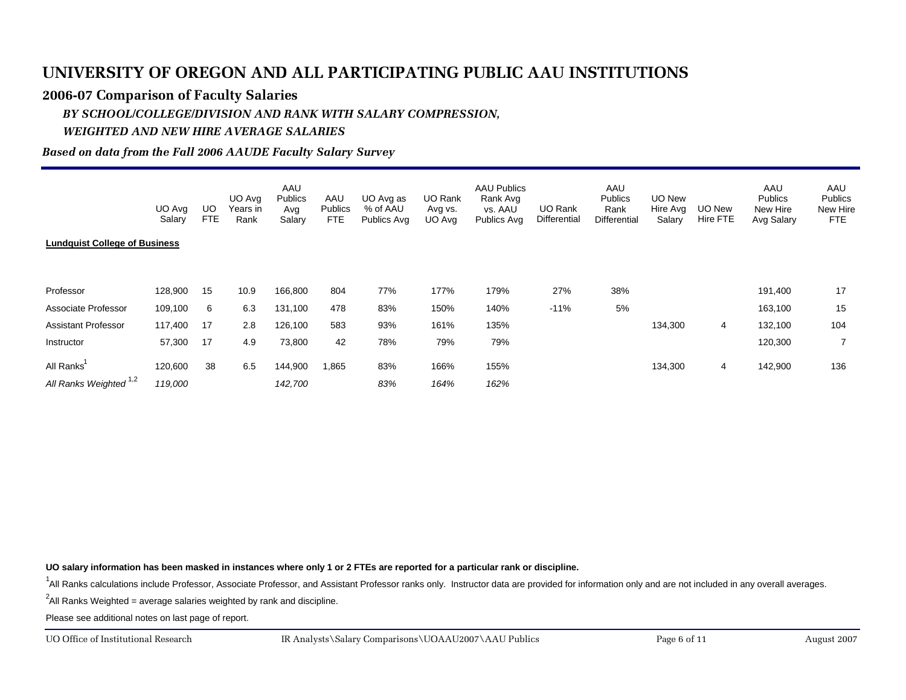# UNIVERSITY OF OREGON AND ALL PARTICIPATING PUBLIC AAU INSTITUTIONS

## 2006-07 Comparison of Faculty Salaries

### *BY SCHOOL/COLLEGE/DIVISION AND RANK WITH SALARY COMPRESSION, WEIGHTED AND NEW HIRE AVERAGE SALARIES*

***Based on data from the Fall 2006 AAUDE Faculty Salary Survey***

| | UO Avg Salary | UO FTE | UO Avg Years in Rank | AAU Publics Avg Salary | AAU Publics FTE | UO Avg as % of AAU Publics Avg | UO Rank Avg vs. UO Avg | AAU Publics Rank Avg vs. AAU Publics Avg | UO Rank Differential | AAU Publics Rank Differential | UO New Hire Avg Salary | UO New Hire FTE | AAU Publics New Hire Avg Salary | AAU Publics New Hire FTE |
|---|---|---|---|---|---|---|---|---|---|---|---|---|---|---|
| **Lundquist College of Business** | | | | | | | | | | | | | | |
| Professor | 128,900 | 15 | 10.9 | 166,800 | 804 | 77% | 177% | 179% | 27% | 38% | | | 191,400 | 17 |
| Associate Professor | 109,100 | 6 | 6.3 | 131,100 | 478 | 83% | 150% | 140% | -11% | 5% | | | 163,100 | 15 |
| Assistant Professor | 117,400 | 17 | 2.8 | 126,100 | 583 | 93% | 161% | 135% | | | 134,300 | 4 | 132,100 | 104 |
| Instructor | 57,300 | 17 | 4.9 | 73,800 | 42 | 78% | 79% | 79% | | | | | 120,300 | 7 |
| All Ranks[1] | 120,600 | 38 | 6.5 | 144,900 | 1,865 | 83% | 166% | 155% | | | 134,300 | 4 | 142,900 | 136 |
| *All Ranks Weighted [1,2]* | *119,000* | | | *142,700* | | *83%* | *164%* | *162%* | | | | | | |

**UO salary information has been masked in instances where only 1 or 2 FTEs are reported for a particular rank or discipline.**

[1]All Ranks calculations include Professor, Associate Professor, and Assistant Professor ranks only. Instructor data are provided for information only and are not included in any overall averages.

[2]All Ranks Weighted = average salaries weighted by rank and discipline.

Please see additional notes on last page of report.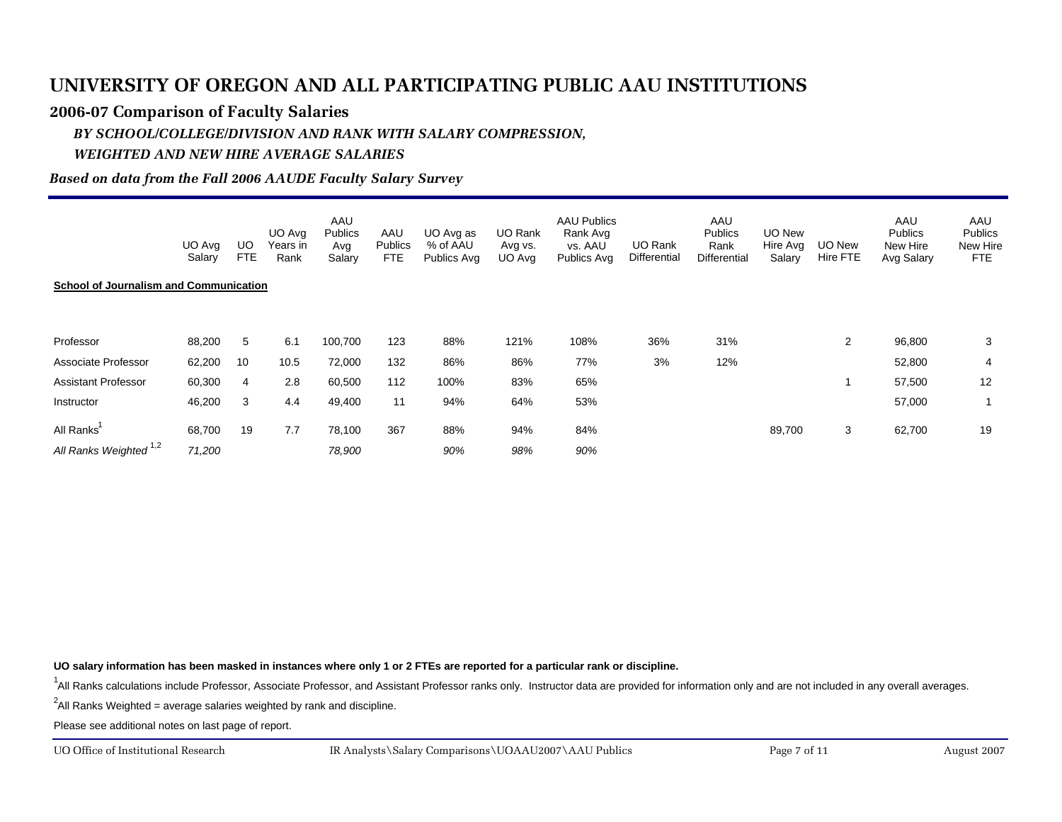# UNIVERSITY OF OREGON AND ALL PARTICIPATING PUBLIC AAU INSTITUTIONS

## 2006-07 Comparison of Faculty Salaries

### *BY SCHOOL/COLLEGE/DIVISION AND RANK WITH SALARY COMPRESSION, WEIGHTED AND NEW HIRE AVERAGE SALARIES*

***Based on data from the Fall 2006 AAUDE Faculty Salary Survey***

| | UO Avg Salary | UO FTE | UO Avg Years in Rank | AAU Publics Avg Salary | AAU Publics FTE | UO Avg as % of AAU Publics Avg | UO Rank Avg vs. UO Avg | AAU Publics Rank Avg vs. AAU Publics Avg | UO Rank Differential | AAU Publics Rank Differential | UO New Hire Avg Salary | UO New Hire FTE | AAU Publics New Hire Avg Salary | AAU Publics New Hire FTE |
|---|---|---|---|---|---|---|---|---|---|---|---|---|---|---|
| **School of Journalism and Communication** | | | | | | | | | | | | | | |
| Professor | 88,200 | 5 | 6.1 | 100,700 | 123 | 88% | 121% | 108% | 36% | 31% | | 2 | 96,800 | 3 |
| Associate Professor | 62,200 | 10 | 10.5 | 72,000 | 132 | 86% | 86% | 77% | 3% | 12% | | | 52,800 | 4 |
| Assistant Professor | 60,300 | 4 | 2.8 | 60,500 | 112 | 100% | 83% | 65% | | | | 1 | 57,500 | 12 |
| Instructor | 46,200 | 3 | 4.4 | 49,400 | 11 | 94% | 64% | 53% | | | | | 57,000 | 1 |
| All Ranks[1] | 68,700 | 19 | 7.7 | 78,100 | 367 | 88% | 94% | 84% | | | 89,700 | 3 | 62,700 | 19 |
| *All Ranks Weighted [1,2]* | *71,200* | | | *78,900* | | *90%* | *98%* | *90%* | | | | | | |

**UO salary information has been masked in instances where only 1 or 2 FTEs are reported for a particular rank or discipline.**

[1]All Ranks calculations include Professor, Associate Professor, and Assistant Professor ranks only. Instructor data are provided for information only and are not included in any overall averages.

[2]All Ranks Weighted = average salaries weighted by rank and discipline.

Please see additional notes on last page of report.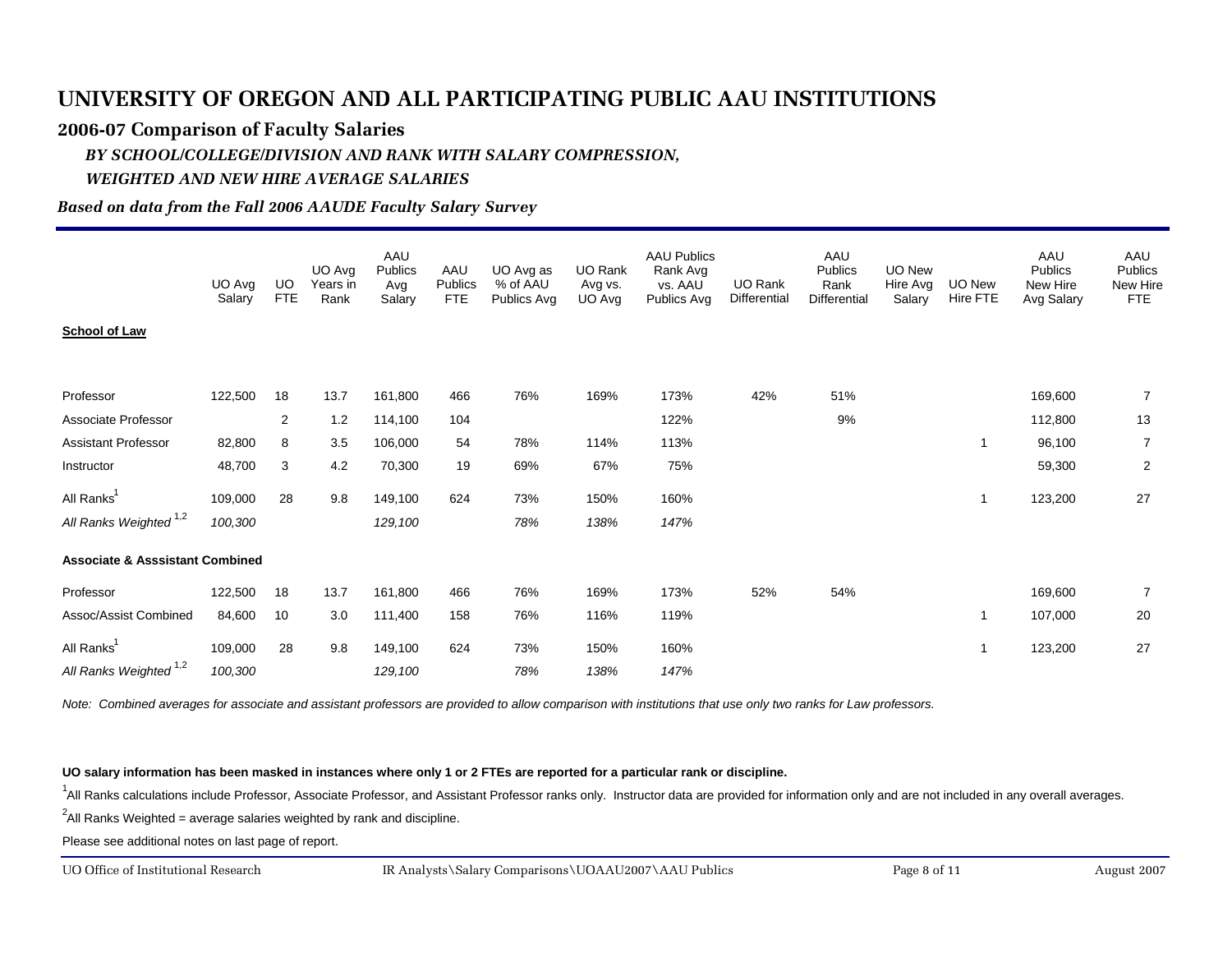# UNIVERSITY OF OREGON AND ALL PARTICIPATING PUBLIC AAU INSTITUTIONS

## 2006-07 Comparison of Faculty Salaries

### *BY SCHOOL/COLLEGE/DIVISION AND RANK WITH SALARY COMPRESSION,*

### *WEIGHTED AND NEW HIRE AVERAGE SALARIES*

***Based on data from the Fall 2006 AAUDE Faculty Salary Survey***

| | UO Avg Salary | UO FTE | UO Avg Years in Rank | AAU Publics Avg Salary | AAU Publics FTE | UO Avg as % of AAU Publics Avg | UO Rank Avg vs. UO Avg | AAU Publics Rank Avg vs. AAU Publics Avg | UO Rank Differential | AAU Publics Rank Differential | UO New Hire Avg Salary | UO New Hire FTE | AAU Publics New Hire Avg Salary | AAU Publics New Hire FTE |
|---|---|---|---|---|---|---|---|---|---|---|---|---|---|---|
| **School of Law** | | | | | | | | | | | | | | |
| Professor | 122,500 | 18 | 13.7 | 161,800 | 466 | 76% | 169% | 173% | 42% | 51% | | | 169,600 | 7 |
| Associate Professor | | 2 | 1.2 | 114,100 | 104 | | | 122% | | 9% | | | 112,800 | 13 |
| Assistant Professor | 82,800 | 8 | 3.5 | 106,000 | 54 | 78% | 114% | 113% | | | | 1 | 96,100 | 7 |
| Instructor | 48,700 | 3 | 4.2 | 70,300 | 19 | 69% | 67% | 75% | | | | | 59,300 | 2 |
| All Ranks[1] | 109,000 | 28 | 9.8 | 149,100 | 624 | 73% | 150% | 160% | | | | 1 | 123,200 | 27 |
| *All Ranks Weighted [1,2]* | *100,300* | | | *129,100* | | *78%* | *138%* | *147%* | | | | | | |
| **Associate & Asssistant Combined** | | | | | | | | | | | | | | |
| Professor | 122,500 | 18 | 13.7 | 161,800 | 466 | 76% | 169% | 173% | 52% | 54% | | | 169,600 | 7 |
| Assoc/Assist Combined | 84,600 | 10 | 3.0 | 111,400 | 158 | 76% | 116% | 119% | | | | 1 | 107,000 | 20 |
| All Ranks[1] | 109,000 | 28 | 9.8 | 149,100 | 624 | 73% | 150% | 160% | | | | 1 | 123,200 | 27 |
| *All Ranks Weighted [1,2]* | *100,300* | | | *129,100* | | *78%* | *138%* | *147%* | | | | | | |

*Note: Combined averages for associate and assistant professors are provided to allow comparison with institutions that use only two ranks for Law professors.*

**UO salary information has been masked in instances where only 1 or 2 FTEs are reported for a particular rank or discipline.**

[1]All Ranks calculations include Professor, Associate Professor, and Assistant Professor ranks only. Instructor data are provided for information only and are not included in any overall averages.

[2]All Ranks Weighted = average salaries weighted by rank and discipline.

Please see additional notes on last page of report.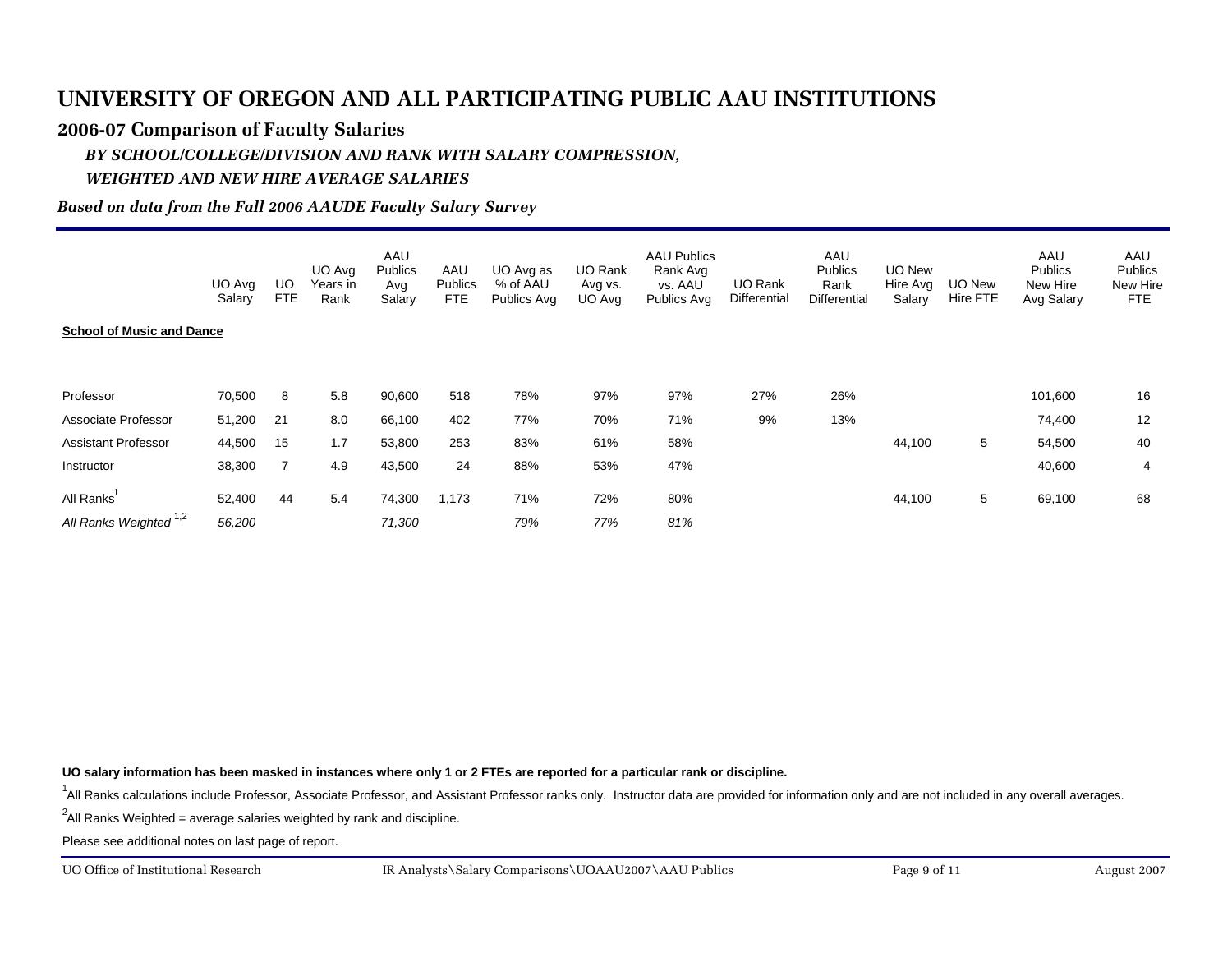# UNIVERSITY OF OREGON AND ALL PARTICIPATING PUBLIC AAU INSTITUTIONS

## 2006-07 Comparison of Faculty Salaries

### *BY SCHOOL/COLLEGE/DIVISION AND RANK WITH SALARY COMPRESSION,*

### *WEIGHTED AND NEW HIRE AVERAGE SALARIES*

***Based on data from the Fall 2006 AAUDE Faculty Salary Survey***

| | UO Avg Salary | UO FTE | UO Avg Years in Rank | AAU Publics Avg Salary | AAU Publics FTE | UO Avg as % of AAU Publics Avg | UO Rank Avg vs. UO Avg | AAU Publics Rank Avg vs. AAU Publics Avg | UO Rank Differential | AAU Publics Rank Differential | UO New Hire Avg Salary | UO New Hire FTE | AAU Publics New Hire Avg Salary | AAU Publics New Hire FTE |
|---|---|---|---|---|---|---|---|---|---|---|---|---|---|---|
| **School of Music and Dance** | | | | | | | | | | | | | | |
| Professor | 70,500 | 8 | 5.8 | 90,600 | 518 | 78% | 97% | 97% | 27% | 26% | | | 101,600 | 16 |
| Associate Professor | 51,200 | 21 | 8.0 | 66,100 | 402 | 77% | 70% | 71% | 9% | 13% | | | 74,400 | 12 |
| Assistant Professor | 44,500 | 15 | 1.7 | 53,800 | 253 | 83% | 61% | 58% | | | 44,100 | 5 | 54,500 | 40 |
| Instructor | 38,300 | 7 | 4.9 | 43,500 | 24 | 88% | 53% | 47% | | | | | 40,600 | 4 |
| All Ranks[1] | 52,400 | 44 | 5.4 | 74,300 | 1,173 | 71% | 72% | 80% | | | 44,100 | 5 | 69,100 | 68 |
| *All Ranks Weighted [1,2]* | *56,200* | | | *71,300* | | *79%* | *77%* | *81%* | | | | | | |

**UO salary information has been masked in instances where only 1 or 2 FTEs are reported for a particular rank or discipline.**

[1]All Ranks calculations include Professor, Associate Professor, and Assistant Professor ranks only. Instructor data are provided for information only and are not included in any overall averages.

[2]All Ranks Weighted = average salaries weighted by rank and discipline.

Please see additional notes on last page of report.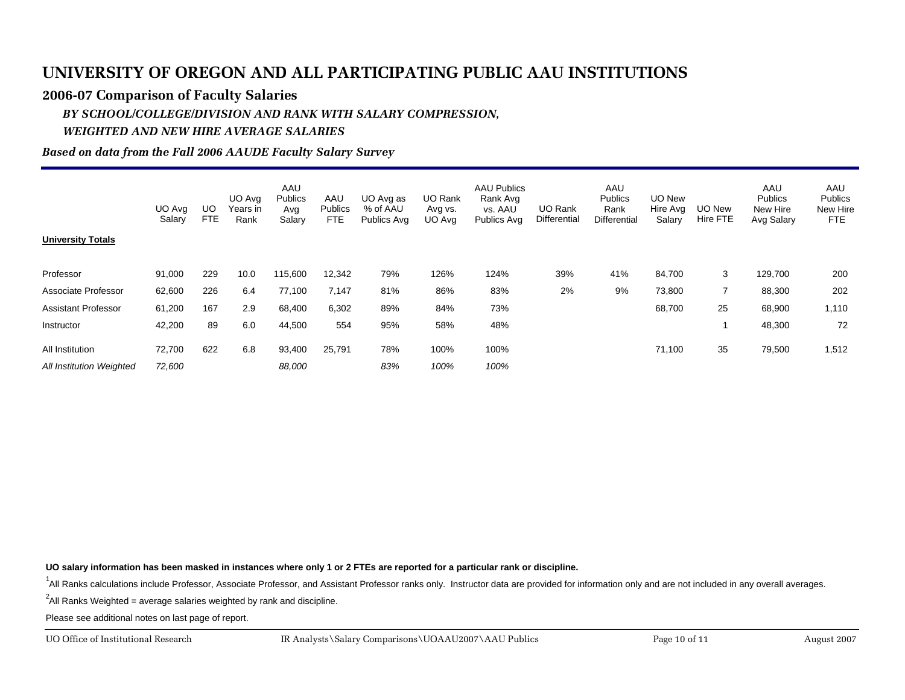# UNIVERSITY OF OREGON AND ALL PARTICIPATING PUBLIC AAU INSTITUTIONS

## 2006-07 Comparison of Faculty Salaries

### *BY SCHOOL/COLLEGE/DIVISION AND RANK WITH SALARY COMPRESSION, WEIGHTED AND NEW HIRE AVERAGE SALARIES*

***Based on data from the Fall 2006 AAUDE Faculty Salary Survey***

| | UO Avg Salary | UO FTE | UO Avg Years in Rank | AAU Publics Avg Salary | AAU Publics FTE | UO Avg as % of AAU Publics Avg | UO Rank Avg vs. UO Avg | AAU Publics Rank Avg vs. AAU Publics Avg | UO Rank Differential | AAU Publics Rank Differential | UO New Hire Avg Salary | UO New Hire FTE | AAU Publics New Hire Avg Salary | AAU Publics New Hire FTE |
|---|---|---|---|---|---|---|---|---|---|---|---|---|---|---|
| **University Totals** | | | | | | | | | | | | | | |
| Professor | 91,000 | 229 | 10.0 | 115,600 | 12,342 | 79% | 126% | 124% | 39% | 41% | 84,700 | 3 | 129,700 | 200 |
| Associate Professor | 62,600 | 226 | 6.4 | 77,100 | 7,147 | 81% | 86% | 83% | 2% | 9% | 73,800 | 7 | 88,300 | 202 |
| Assistant Professor | 61,200 | 167 | 2.9 | 68,400 | 6,302 | 89% | 84% | 73% | | | 68,700 | 25 | 68,900 | 1,110 |
| Instructor | 42,200 | 89 | 6.0 | 44,500 | 554 | 95% | 58% | 48% | | | | 1 | 48,300 | 72 |
| All Institution | 72,700 | 622 | 6.8 | 93,400 | 25,791 | 78% | 100% | 100% | | | 71,100 | 35 | 79,500 | 1,512 |
| *All Institution Weighted* | *72,600* | | | *88,000* | | *83%* | *100%* | *100%* | | | | | | |

**UO salary information has been masked in instances where only 1 or 2 FTEs are reported for a particular rank or discipline.**

[1]All Ranks calculations include Professor, Associate Professor, and Assistant Professor ranks only. Instructor data are provided for information only and are not included in any overall averages.

[2]All Ranks Weighted = average salaries weighted by rank and discipline.

Please see additional notes on last page of report.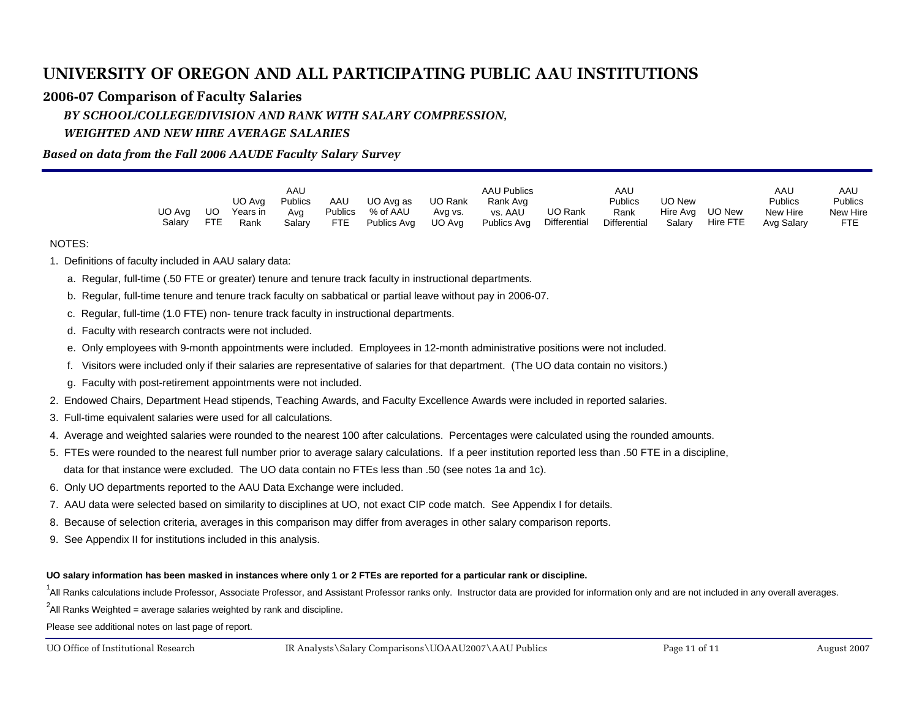# UNIVERSITY OF OREGON AND ALL PARTICIPATING PUBLIC AAU INSTITUTIONS

## 2006-07 Comparison of Faculty Salaries

### *BY SCHOOL/COLLEGE/DIVISION AND RANK WITH SALARY COMPRESSION,*

### *WEIGHTED AND NEW HIRE AVERAGE SALARIES*

***Based on data from the Fall 2006 AAUDE Faculty Salary Survey***

| | UO Avg Salary | UO FTE | UO Avg Years in Rank | AAU Publics Avg Salary | AAU Publics FTE | UO Avg as % of AAU Publics Avg | UO Rank Avg vs. UO Avg | AAU Publics Rank Avg vs. AAU Publics Avg | UO Rank Differential | AAU Publics Rank Differential | UO New Hire Avg Salary | UO New Hire FTE | AAU Publics New Hire Avg Salary | AAU Publics New Hire FTE |
|---|---|---|---|---|---|---|---|---|---|---|---|---|---|---|

NOTES:

1. Definitions of faculty included in AAU salary data:
   a. Regular, full-time (.50 FTE or greater) tenure and tenure track faculty in instructional departments.
   b. Regular, full-time tenure and tenure track faculty on sabbatical or partial leave without pay in 2006-07.
   c. Regular, full-time (1.0 FTE) non- tenure track faculty in instructional departments.
   d. Faculty with research contracts were not included.
   e. Only employees with 9-month appointments were included. Employees in 12-month administrative positions were not included.
   f. Visitors were included only if their salaries are representative of salaries for that department. (The UO data contain no visitors.)
   g. Faculty with post-retirement appointments were not included.
2. Endowed Chairs, Department Head stipends, Teaching Awards, and Faculty Excellence Awards were included in reported salaries.
3. Full-time equivalent salaries were used for all calculations.
4. Average and weighted salaries were rounded to the nearest 100 after calculations. Percentages were calculated using the rounded amounts.
5. FTEs were rounded to the nearest full number prior to average salary calculations. If a peer institution reported less than .50 FTE in a discipline, data for that instance were excluded. The UO data contain no FTEs less than .50 (see notes 1a and 1c).
6. Only UO departments reported to the AAU Data Exchange were included.
7. AAU data were selected based on similarity to disciplines at UO, not exact CIP code match. See Appendix I for details.
8. Because of selection criteria, averages in this comparison may differ from averages in other salary comparison reports.
9. See Appendix II for institutions included in this analysis.

**UO salary information has been masked in instances where only 1 or 2 FTEs are reported for a particular rank or discipline.**

[1]All Ranks calculations include Professor, Associate Professor, and Assistant Professor ranks only. Instructor data are provided for information only and are not included in any overall averages.

[2]All Ranks Weighted = average salaries weighted by rank and discipline.

Please see additional notes on last page of report.